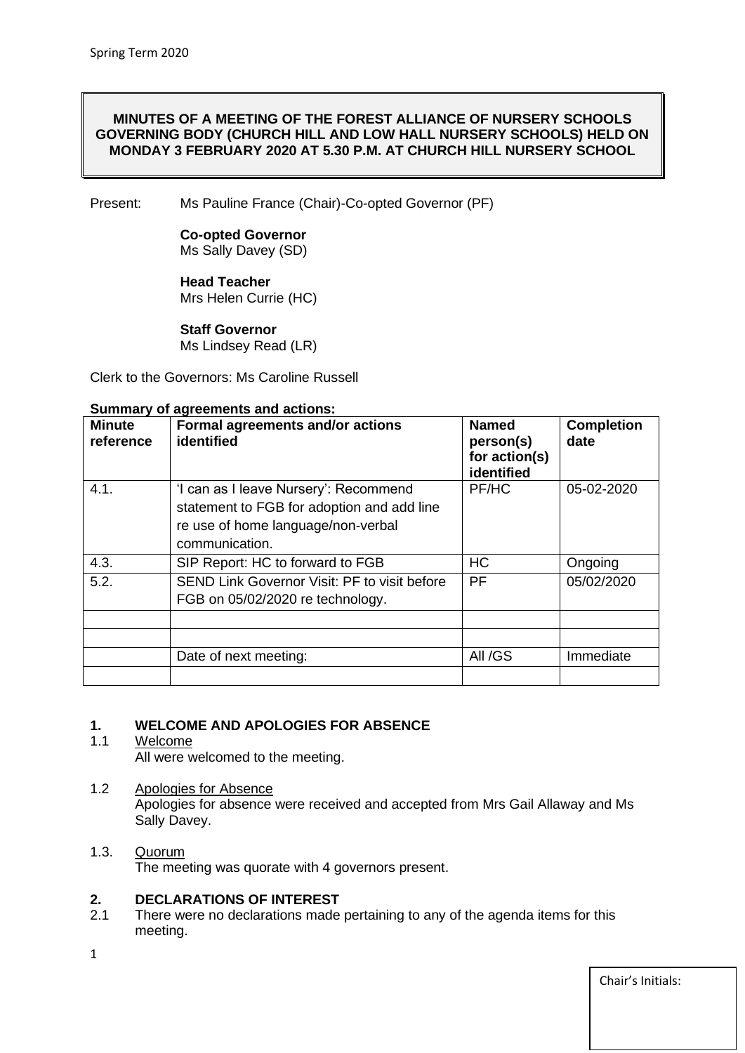**MINUTES OF A MEETING OF THE FOREST ALLIANCE OF NURSERY SCHOOLS GOVERNING BODY (CHURCH HILL AND LOW HALL NURSERY SCHOOLS) HELD ON MONDAY 3 FEBRUARY 2020 AT 5.30 P.M. AT CHURCH HILL NURSERY SCHOOL**

Present: Ms Pauline France (Chair)-Co-opted Governor (PF)

**Co-opted Governor**
Ms Sally Davey (SD)

**Head Teacher**
Mrs Helen Currie (HC)

**Staff Governor**
Ms Lindsey Read (LR)

Clerk to the Governors: Ms Caroline Russell

**Summary of agreements and actions:**

| Minute reference | Formal agreements and/or actions identified | Named person(s) for action(s) identified | Completion date |
|---|---|---|---|
| 4.1. | 'I can as I leave Nursery': Recommend statement to FGB for adoption and add line re use of home language/non-verbal communication. | PF/HC | 05-02-2020 |
| 4.3. | SIP Report: HC to forward to FGB | HC | Ongoing |
| 5.2. | SEND Link Governor Visit: PF to visit before FGB on 05/02/2020 re technology. | PF | 05/02/2020 |
| | | | |
| | | | |
| | Date of next meeting: | All /GS | Immediate |
| | | | |

## 1. WELCOME AND APOLOGIES FOR ABSENCE

1.1 Welcome

All were welcomed to the meeting.

1.2 Apologies for Absence

Apologies for absence were received and accepted from Mrs Gail Allaway and Ms Sally Davey.

1.3. Quorum

The meeting was quorate with 4 governors present.

## 2. DECLARATIONS OF INTEREST

2.1 There were no declarations made pertaining to any of the agenda items for this meeting.

Chair's Initials: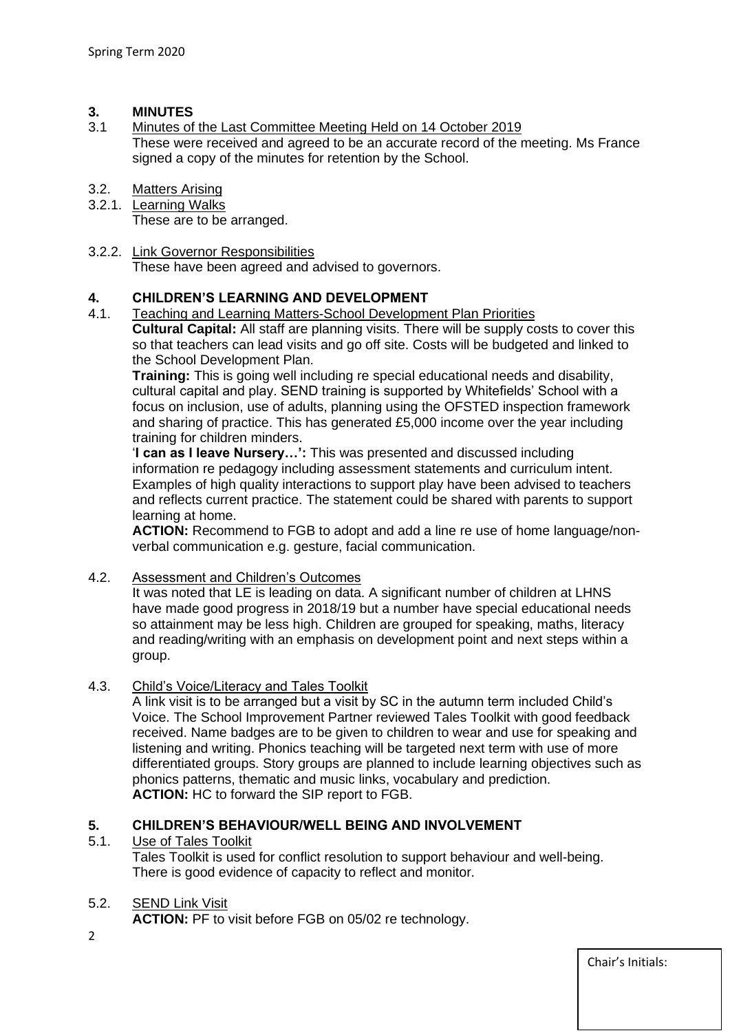## 3. MINUTES

### 3.1 Minutes of the Last Committee Meeting Held on 14 October 2019

These were received and agreed to be an accurate record of the meeting. Ms France signed a copy of the minutes for retention by the School.

### 3.2. Matters Arising

#### 3.2.1. Learning Walks

These are to be arranged.

#### 3.2.2. Link Governor Responsibilities

These have been agreed and advised to governors.

## 4. CHILDREN'S LEARNING AND DEVELOPMENT

### 4.1. Teaching and Learning Matters-School Development Plan Priorities

**Cultural Capital:** All staff are planning visits. There will be supply costs to cover this so that teachers can lead visits and go off site. Costs will be budgeted and linked to the School Development Plan.

**Training:** This is going well including re special educational needs and disability, cultural capital and play. SEND training is supported by Whitefields' School with a focus on inclusion, use of adults, planning using the OFSTED inspection framework and sharing of practice. This has generated £5,000 income over the year including training for children minders.

'**I can as I leave Nursery…':** This was presented and discussed including information re pedagogy including assessment statements and curriculum intent. Examples of high quality interactions to support play have been advised to teachers and reflects current practice. The statement could be shared with parents to support learning at home.

**ACTION:** Recommend to FGB to adopt and add a line re use of home language/non-verbal communication e.g. gesture, facial communication.

### 4.2. Assessment and Children's Outcomes

It was noted that LE is leading on data. A significant number of children at LHNS have made good progress in 2018/19 but a number have special educational needs so attainment may be less high. Children are grouped for speaking, maths, literacy and reading/writing with an emphasis on development point and next steps within a group.

### 4.3. Child's Voice/Literacy and Tales Toolkit

A link visit is to be arranged but a visit by SC in the autumn term included Child's Voice. The School Improvement Partner reviewed Tales Toolkit with good feedback received. Name badges are to be given to children to wear and use for speaking and listening and writing. Phonics teaching will be targeted next term with use of more differentiated groups. Story groups are planned to include learning objectives such as phonics patterns, thematic and music links, vocabulary and prediction.

**ACTION:** HC to forward the SIP report to FGB.

## 5. CHILDREN'S BEHAVIOUR/WELL BEING AND INVOLVEMENT

### 5.1. Use of Tales Toolkit

Tales Toolkit is used for conflict resolution to support behaviour and well-being. There is good evidence of capacity to reflect and monitor.

### 5.2. SEND Link Visit

**ACTION:** PF to visit before FGB on 05/02 re technology.

Chair's Initials: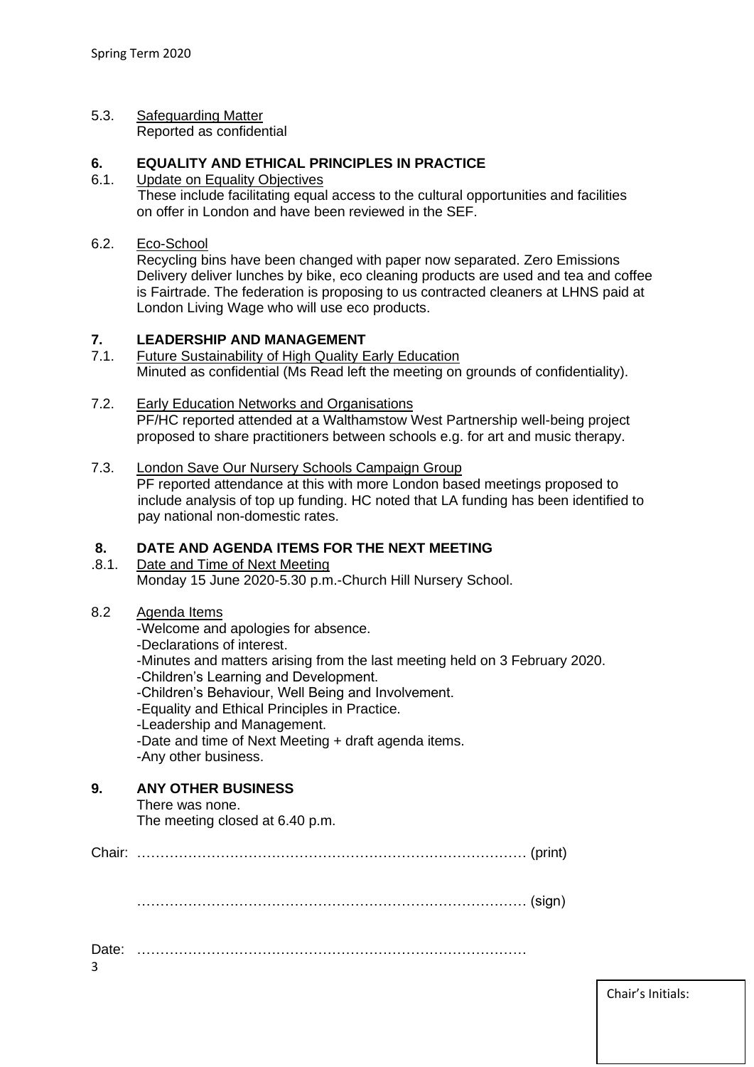5.3. Safeguarding Matter
Reported as confidential

## 6. EQUALITY AND ETHICAL PRINCIPLES IN PRACTICE

6.1. Update on Equality Objectives
These include facilitating equal access to the cultural opportunities and facilities on offer in London and have been reviewed in the SEF.

6.2. Eco-School
Recycling bins have been changed with paper now separated. Zero Emissions Delivery deliver lunches by bike, eco cleaning products are used and tea and coffee is Fairtrade. The federation is proposing to us contracted cleaners at LHNS paid at London Living Wage who will use eco products.

## 7. LEADERSHIP AND MANAGEMENT

7.1. Future Sustainability of High Quality Early Education
Minuted as confidential (Ms Read left the meeting on grounds of confidentiality).

7.2. Early Education Networks and Organisations
PF/HC reported attended at a Walthamstow West Partnership well-being project proposed to share practitioners between schools e.g. for art and music therapy.

7.3. London Save Our Nursery Schools Campaign Group
PF reported attendance at this with more London based meetings proposed to include analysis of top up funding. HC noted that LA funding has been identified to pay national non-domestic rates.

## 8. DATE AND AGENDA ITEMS FOR THE NEXT MEETING

.8.1. Date and Time of Next Meeting
Monday 15 June 2020-5.30 p.m.-Church Hill Nursery School.

8.2 Agenda Items
-Welcome and apologies for absence.
-Declarations of interest.
-Minutes and matters arising from the last meeting held on 3 February 2020.
-Children's Learning and Development.
-Children's Behaviour, Well Being and Involvement.
-Equality and Ethical Principles in Practice.
-Leadership and Management.
-Date and time of Next Meeting + draft agenda items.
-Any other business.

## 9. ANY OTHER BUSINESS

There was none.
The meeting closed at 6.40 p.m.

Chair: ………………………………………………………………………… (print)

………………………………………………………………………… (sign)

Date: …………………………………………………………………………

Chair's Initials: